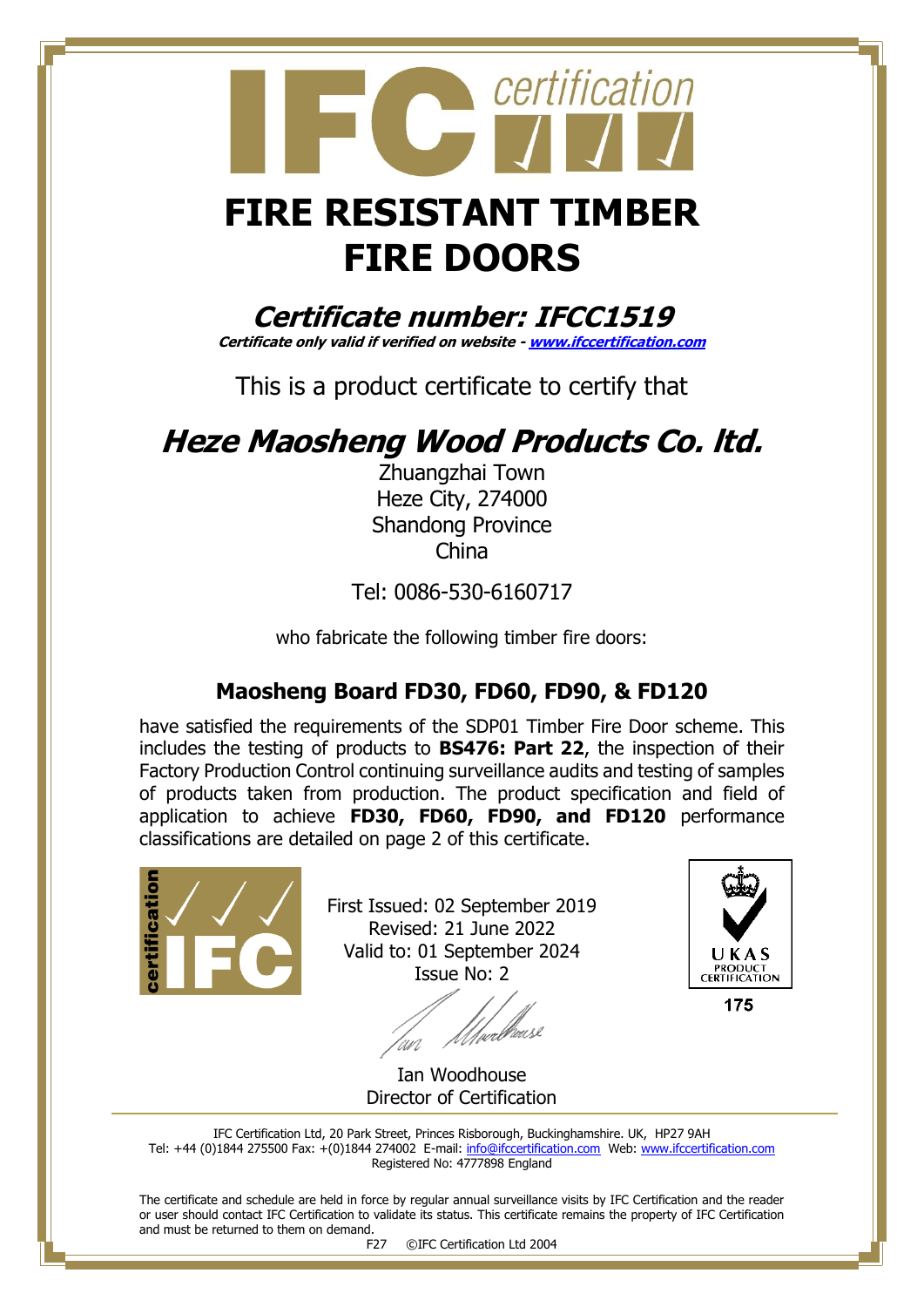# FIRE RESISTANT TIMBER FIRE DOORS

## *Certificate number: IFCC1519*

***Certificate only valid if verified on website - www.ifccertification.com***

This is a product certificate to certify that

## *Heze Maosheng Wood Products Co. ltd.*

Zhuangzhai Town
Heze City, 274000
Shandong Province
China

Tel: 0086-530-6160717

who fabricate the following timber fire doors:

### Maosheng Board FD30, FD60, FD90, & FD120

have satisfied the requirements of the SDP01 Timber Fire Door scheme. This includes the testing of products to **BS476: Part 22**, the inspection of their Factory Production Control continuing surveillance audits and testing of samples of products taken from production. The product specification and field of application to achieve **FD30, FD60, FD90, and FD120** performance classifications are detailed on page 2 of this certificate.

First Issued: 02 September 2019
Revised: 21 June 2022
Valid to: 01 September 2024
Issue No: 2

UKAS PRODUCT CERTIFICATION
175

Ian Woodhouse
Director of Certification

IFC Certification Ltd, 20 Park Street, Princes Risborough, Buckinghamshire. UK, HP27 9AH
Tel: +44 (0)1844 275500 Fax: +(0)1844 274002 E-mail: info@ifccertification.com Web: www.ifccertification.com
Registered No: 4777898 England

The certificate and schedule are held in force by regular annual surveillance visits by IFC Certification and the reader or user should contact IFC Certification to validate its status. This certificate remains the property of IFC Certification and must be returned to them on demand.

F27 ©IFC Certification Ltd 2004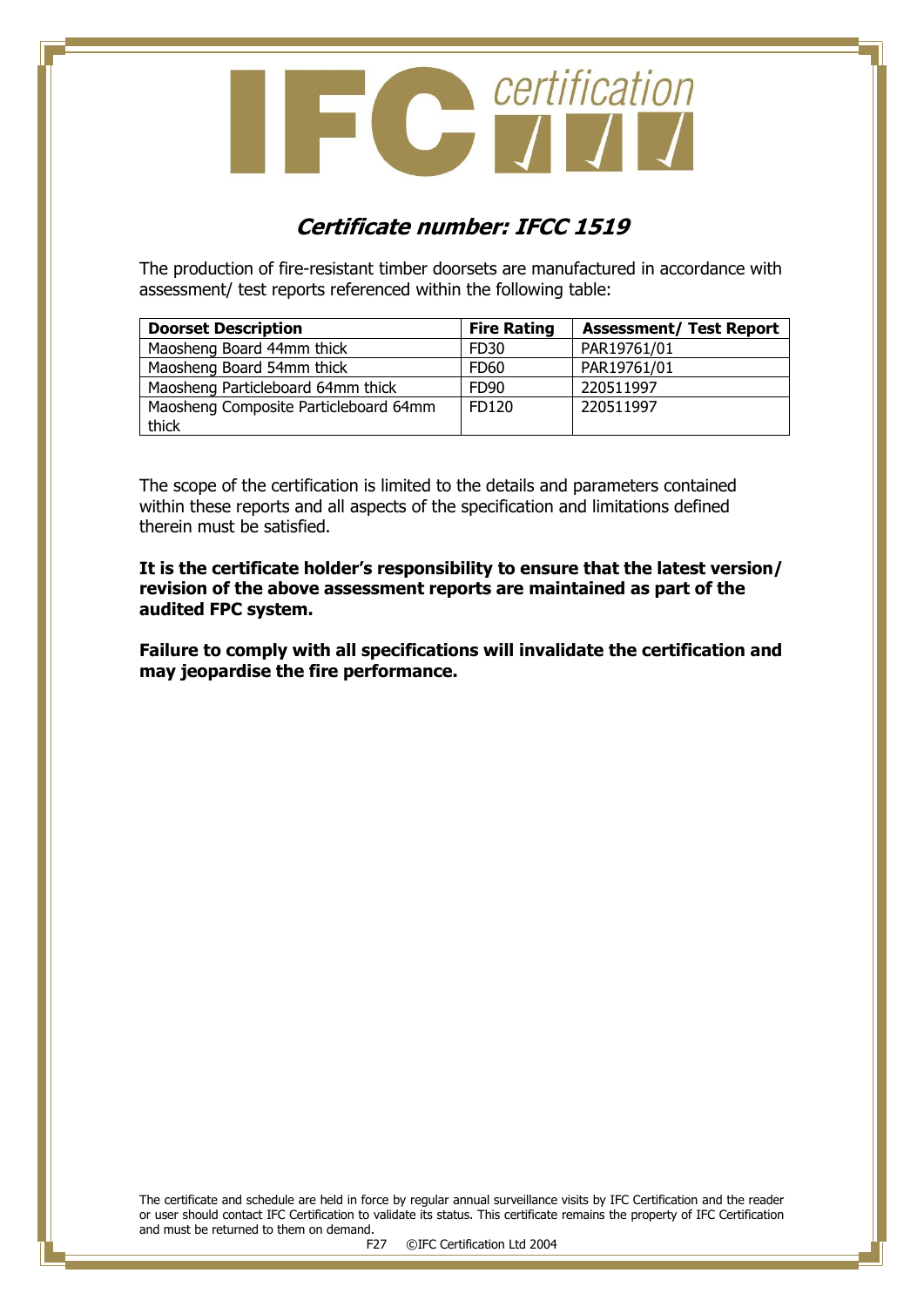## *Certificate number: IFCC 1519*

The production of fire-resistant timber doorsets are manufactured in accordance with assessment/ test reports referenced within the following table:

| Doorset Description | Fire Rating | Assessment/ Test Report |
|---|---|---|
| Maosheng Board 44mm thick | FD30 | PAR19761/01 |
| Maosheng Board 54mm thick | FD60 | PAR19761/01 |
| Maosheng Particleboard 64mm thick | FD90 | 220511997 |
| Maosheng Composite Particleboard 64mm thick | FD120 | 220511997 |

The scope of the certification is limited to the details and parameters contained within these reports and all aspects of the specification and limitations defined therein must be satisfied.

**It is the certificate holder's responsibility to ensure that the latest version/ revision of the above assessment reports are maintained as part of the audited FPC system.**

**Failure to comply with all specifications will invalidate the certification and may jeopardise the fire performance.**

The certificate and schedule are held in force by regular annual surveillance visits by IFC Certification and the reader or user should contact IFC Certification to validate its status. This certificate remains the property of IFC Certification and must be returned to them on demand.

F27 ©IFC Certification Ltd 2004